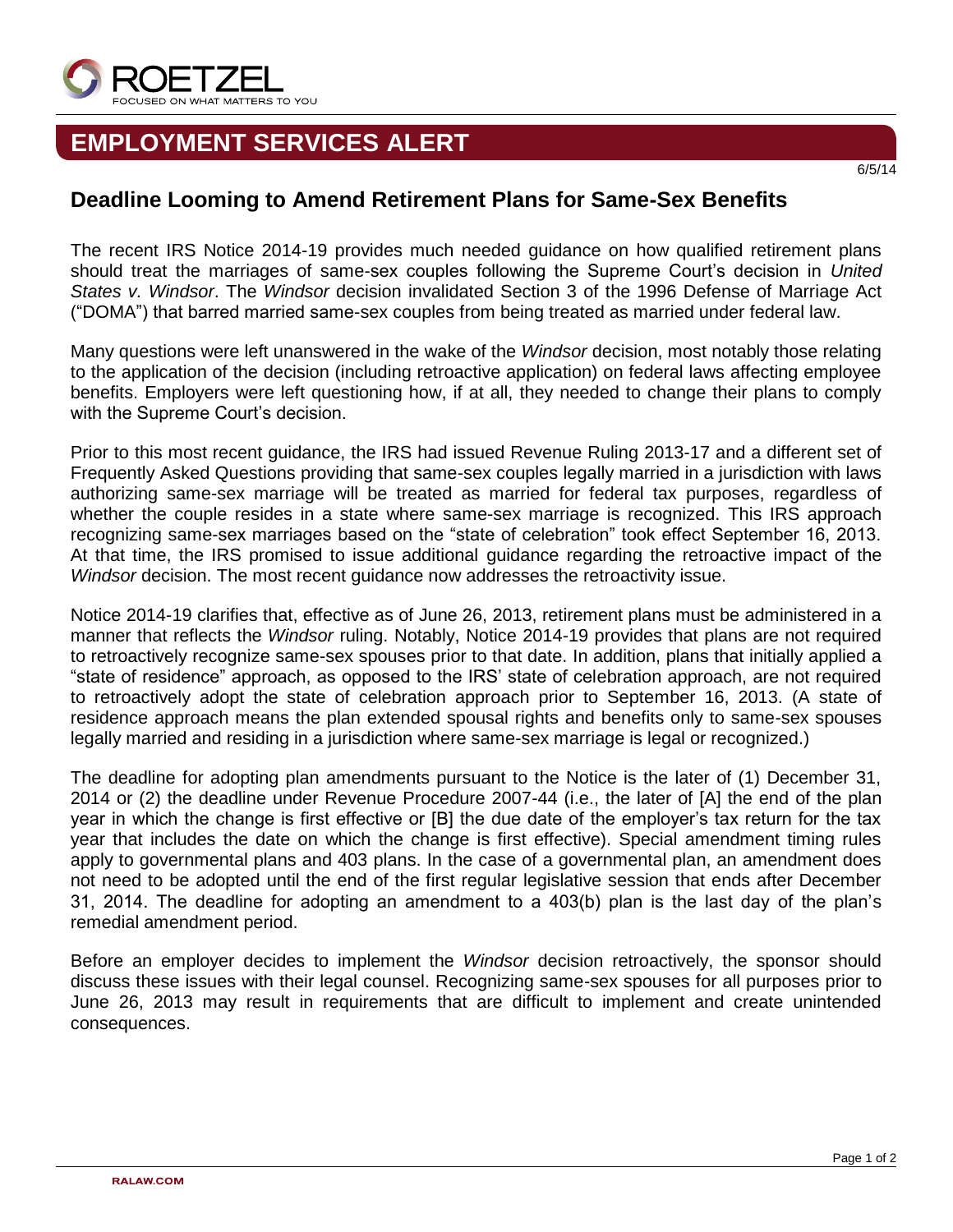# EMPLOYMENT SERVICES ALERT

6/5/14

## Deadline Looming to Amend Retirement Plans for Same-Sex Benefits

The recent IRS Notice 2014-19 provides much needed guidance on how qualified retirement plans should treat the marriages of same-sex couples following the Supreme Court's decision in *United States v. Windsor*. The *Windsor* decision invalidated Section 3 of the 1996 Defense of Marriage Act ("DOMA") that barred married same-sex couples from being treated as married under federal law.

Many questions were left unanswered in the wake of the *Windsor* decision, most notably those relating to the application of the decision (including retroactive application) on federal laws affecting employee benefits. Employers were left questioning how, if at all, they needed to change their plans to comply with the Supreme Court's decision.

Prior to this most recent guidance, the IRS had issued Revenue Ruling 2013-17 and a different set of Frequently Asked Questions providing that same-sex couples legally married in a jurisdiction with laws authorizing same-sex marriage will be treated as married for federal tax purposes, regardless of whether the couple resides in a state where same-sex marriage is recognized. This IRS approach recognizing same-sex marriages based on the "state of celebration" took effect September 16, 2013. At that time, the IRS promised to issue additional guidance regarding the retroactive impact of the *Windsor* decision. The most recent guidance now addresses the retroactivity issue.

Notice 2014-19 clarifies that, effective as of June 26, 2013, retirement plans must be administered in a manner that reflects the *Windsor* ruling. Notably, Notice 2014-19 provides that plans are not required to retroactively recognize same-sex spouses prior to that date. In addition, plans that initially applied a "state of residence" approach, as opposed to the IRS' state of celebration approach, are not required to retroactively adopt the state of celebration approach prior to September 16, 2013. (A state of residence approach means the plan extended spousal rights and benefits only to same-sex spouses legally married and residing in a jurisdiction where same-sex marriage is legal or recognized.)

The deadline for adopting plan amendments pursuant to the Notice is the later of (1) December 31, 2014 or (2) the deadline under Revenue Procedure 2007-44 (i.e., the later of [A] the end of the plan year in which the change is first effective or [B] the due date of the employer's tax return for the tax year that includes the date on which the change is first effective). Special amendment timing rules apply to governmental plans and 403 plans. In the case of a governmental plan, an amendment does not need to be adopted until the end of the first regular legislative session that ends after December 31, 2014. The deadline for adopting an amendment to a 403(b) plan is the last day of the plan's remedial amendment period.

Before an employer decides to implement the *Windsor* decision retroactively, the sponsor should discuss these issues with their legal counsel. Recognizing same-sex spouses for all purposes prior to June 26, 2013 may result in requirements that are difficult to implement and create unintended consequences.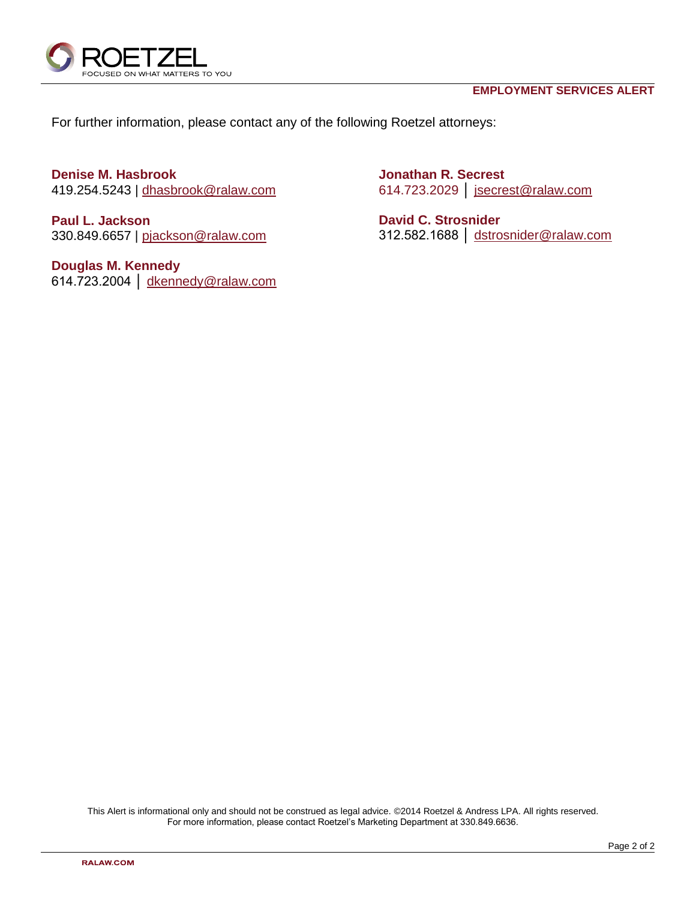For further information, please contact any of the following Roetzel attorneys:

**Denise M. Hasbrook**
419.254.5243 | dhasbrook@ralaw.com

**Paul L. Jackson**
330.849.6657 | pjackson@ralaw.com

**Douglas M. Kennedy**
614.723.2004 │ dkennedy@ralaw.com

**Jonathan R. Secrest**
614.723.2029 │ jsecrest@ralaw.com

**David C. Strosnider**
312.582.1688 │ dstrosnider@ralaw.com

This Alert is informational only and should not be construed as legal advice. ©2014 Roetzel & Andress LPA. All rights reserved.
For more information, please contact Roetzel's Marketing Department at 330.849.6636.